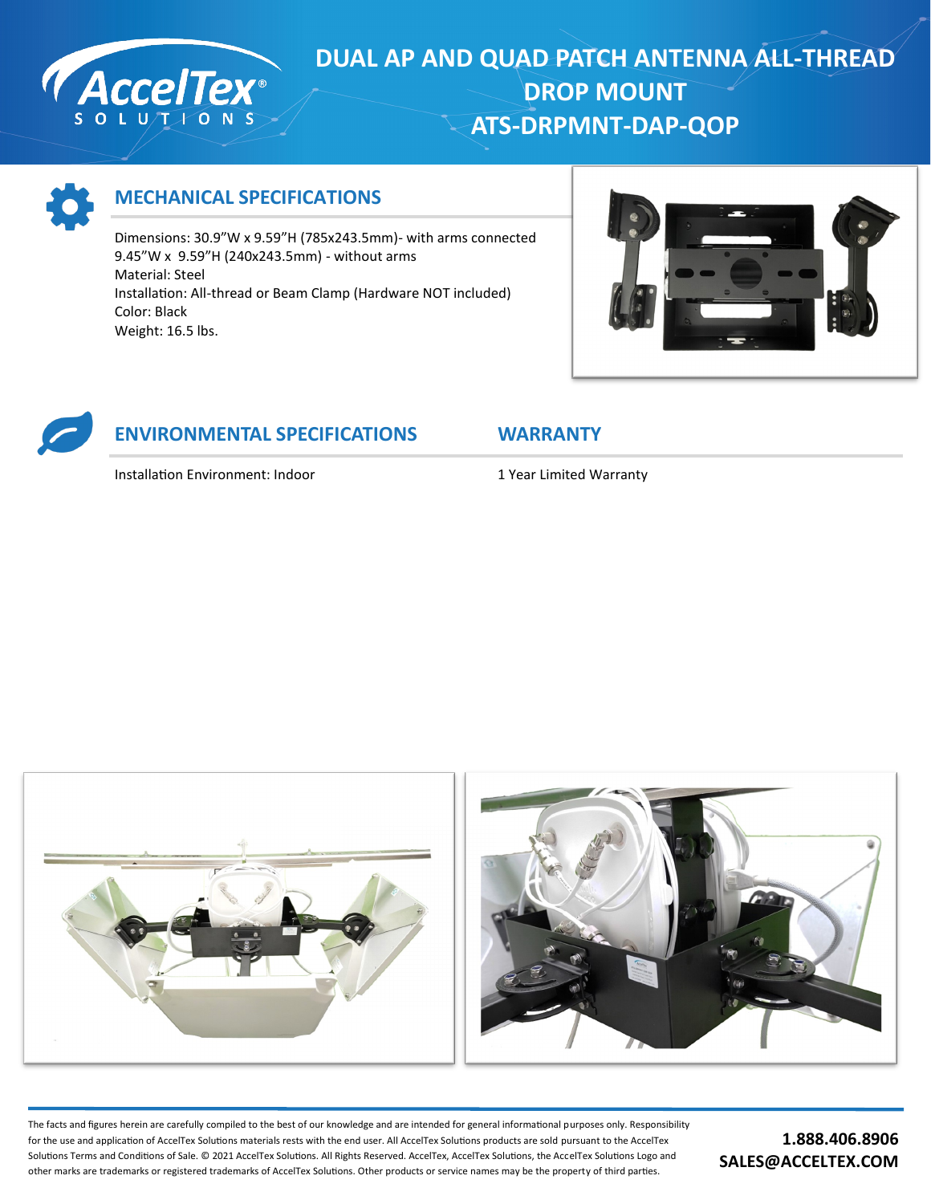# DUAL AP AND QUAD PATCH ANTENNA ALL-THREAD DROP MOUNT ATS-DRPMNT-DAP-QOP

## MECHANICAL SPECIFICATIONS

Dimensions: 30.9"W x 9.59"H (785x243.5mm)- with arms connected
9.45"W x 9.59"H (240x243.5mm) - without arms
Material: Steel
Installation: All-thread or Beam Clamp (Hardware NOT included)
Color: Black
Weight: 16.5 lbs.

## ENVIRONMENTAL SPECIFICATIONS

Installation Environment: Indoor

## WARRANTY

1 Year Limited Warranty

The facts and figures herein are carefully compiled to the best of our knowledge and are intended for general informational purposes only. Responsibility for the use and application of AccelTex Solutions materials rests with the end user. All AccelTex Solutions products are sold pursuant to the AccelTex Solutions Terms and Conditions of Sale. © 2021 AccelTex Solutions. All Rights Reserved. AccelTex, AccelTex Solutions, the AccelTex Solutions Logo and other marks are trademarks or registered trademarks of AccelTex Solutions. Other products or service names may be the property of third parties.

**1.888.406.8906**
**SALES@ACCELTEX.COM**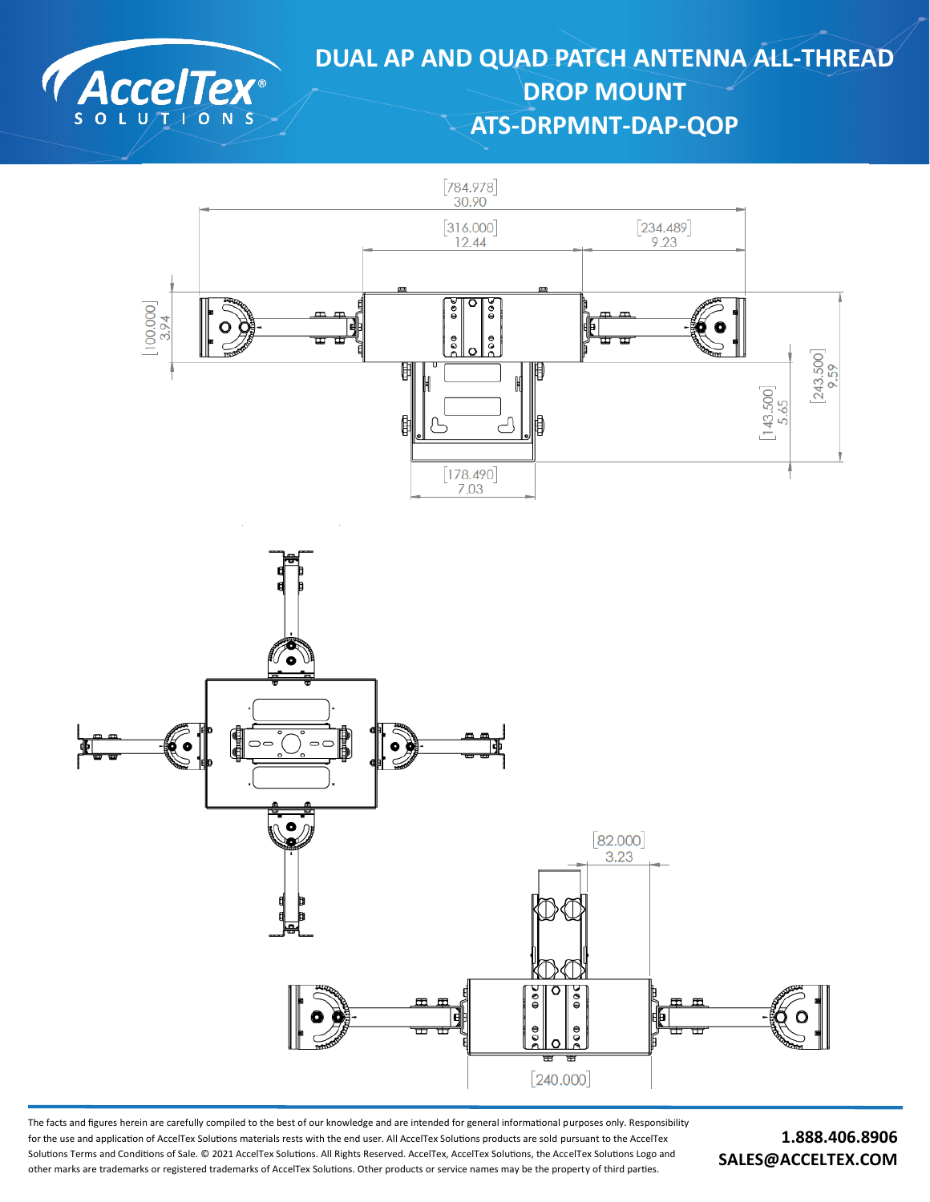# DUAL AP AND QUAD PATCH ANTENNA ALL-THREAD DROP MOUNT

# ATS-DRPMNT-DAP-QOP

[784.978]
30.90

[316.000]
12.44

[234.489]
9.23

[100.000]
3.94

[143.500]
5.65

[243.500]
9.59

[178.490]
7.03

[82.000]
3.23

[240.000]

The facts and figures herein are carefully compiled to the best of our knowledge and are intended for general informational purposes only. Responsibility for the use and application of AccelTex Solutions materials rests with the end user. All AccelTex Solutions products are sold pursuant to the AccelTex Solutions Terms and Conditions of Sale. © 2021 AccelTex Solutions. All Rights Reserved. AccelTex, AccelTex Solutions, the AccelTex Solutions Logo and other marks are trademarks or registered trademarks of AccelTex Solutions. Other products or service names may be the property of third parties.

**1.888.406.8906**
**SALES@ACCELTEX.COM**